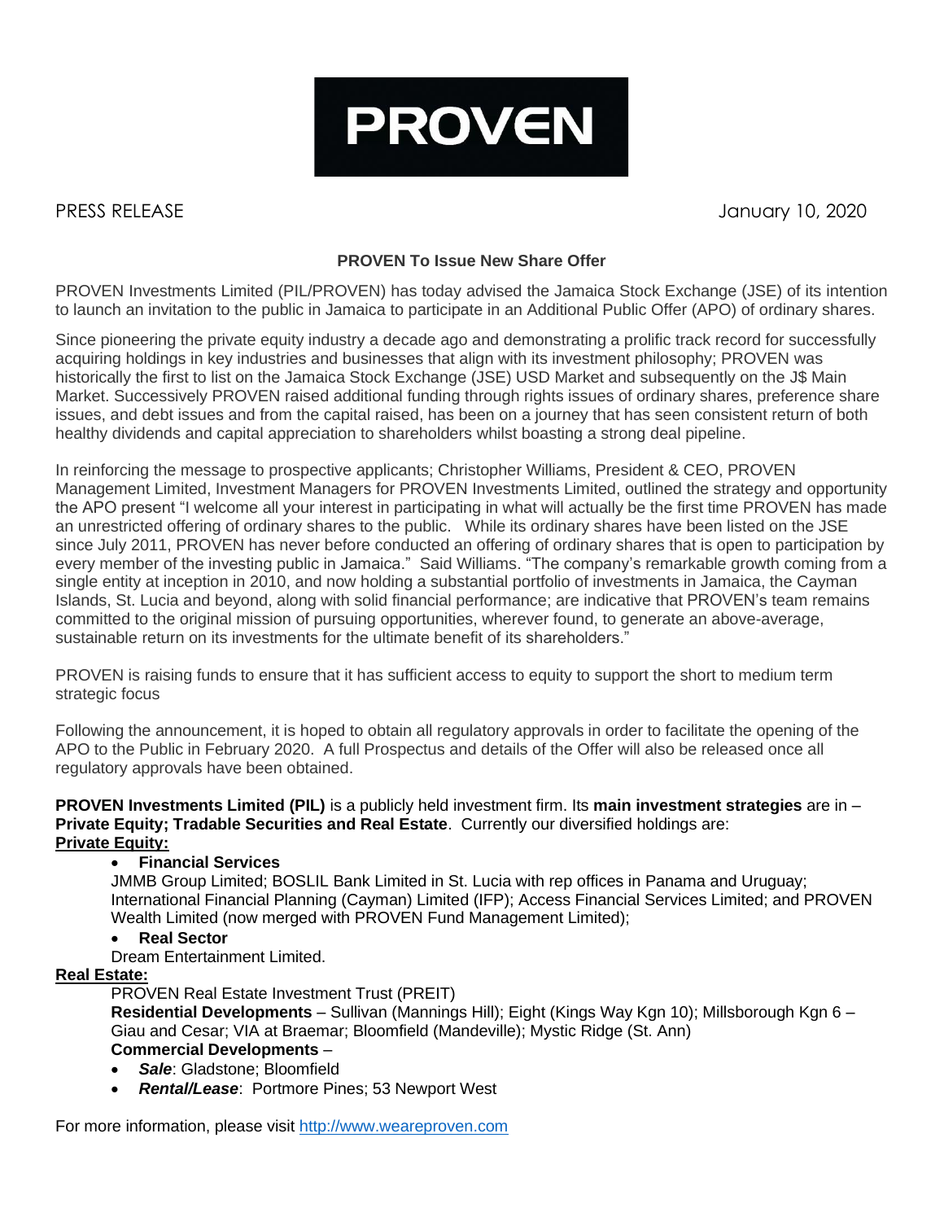# PROVEN

PRESS RELEASE                                                                                                    January 10, 2020

**PROVEN To Issue New Share Offer**

PROVEN Investments Limited (PIL/PROVEN) has today advised the Jamaica Stock Exchange (JSE) of its intention to launch an invitation to the public in Jamaica to participate in an Additional Public Offer (APO) of ordinary shares.

Since pioneering the private equity industry a decade ago and demonstrating a prolific track record for successfully acquiring holdings in key industries and businesses that align with its investment philosophy; PROVEN was historically the first to list on the Jamaica Stock Exchange (JSE) USD Market and subsequently on the J$ Main Market. Successively PROVEN raised additional funding through rights issues of ordinary shares, preference share issues, and debt issues and from the capital raised, has been on a journey that has seen consistent return of both healthy dividends and capital appreciation to shareholders whilst boasting a strong deal pipeline.

In reinforcing the message to prospective applicants; Christopher Williams, President & CEO, PROVEN Management Limited, Investment Managers for PROVEN Investments Limited, outlined the strategy and opportunity the APO present "I welcome all your interest in participating in what will actually be the first time PROVEN has made an unrestricted offering of ordinary shares to the public. While its ordinary shares have been listed on the JSE since July 2011, PROVEN has never before conducted an offering of ordinary shares that is open to participation by every member of the investing public in Jamaica." Said Williams. "The company's remarkable growth coming from a single entity at inception in 2010, and now holding a substantial portfolio of investments in Jamaica, the Cayman Islands, St. Lucia and beyond, along with solid financial performance; are indicative that PROVEN's team remains committed to the original mission of pursuing opportunities, wherever found, to generate an above-average, sustainable return on its investments for the ultimate benefit of its shareholders."

PROVEN is raising funds to ensure that it has sufficient access to equity to support the short to medium term strategic focus

Following the announcement, it is hoped to obtain all regulatory approvals in order to facilitate the opening of the APO to the Public in February 2020. A full Prospectus and details of the Offer will also be released once all regulatory approvals have been obtained.

**PROVEN Investments Limited (PIL)** is a publicly held investment firm. Its **main investment strategies** are in – **Private Equity; Tradable Securities and Real Estate**. Currently our diversified holdings are:

**Private Equity:**

- **Financial Services**

  JMMB Group Limited; BOSLIL Bank Limited in St. Lucia with rep offices in Panama and Uruguay; International Financial Planning (Cayman) Limited (IFP); Access Financial Services Limited; and PROVEN Wealth Limited (now merged with PROVEN Fund Management Limited);

- **Real Sector**

  Dream Entertainment Limited.

**Real Estate:**

PROVEN Real Estate Investment Trust (PREIT)

**Residential Developments** – Sullivan (Mannings Hill); Eight (Kings Way Kgn 10); Millsborough Kgn 6 – Giau and Cesar; VIA at Braemar; Bloomfield (Mandeville); Mystic Ridge (St. Ann)

**Commercial Developments** –

- ***Sale***: Gladstone; Bloomfield
- ***Rental/Lease***: Portmore Pines; 53 Newport West

For more information, please visit http://www.weareproven.com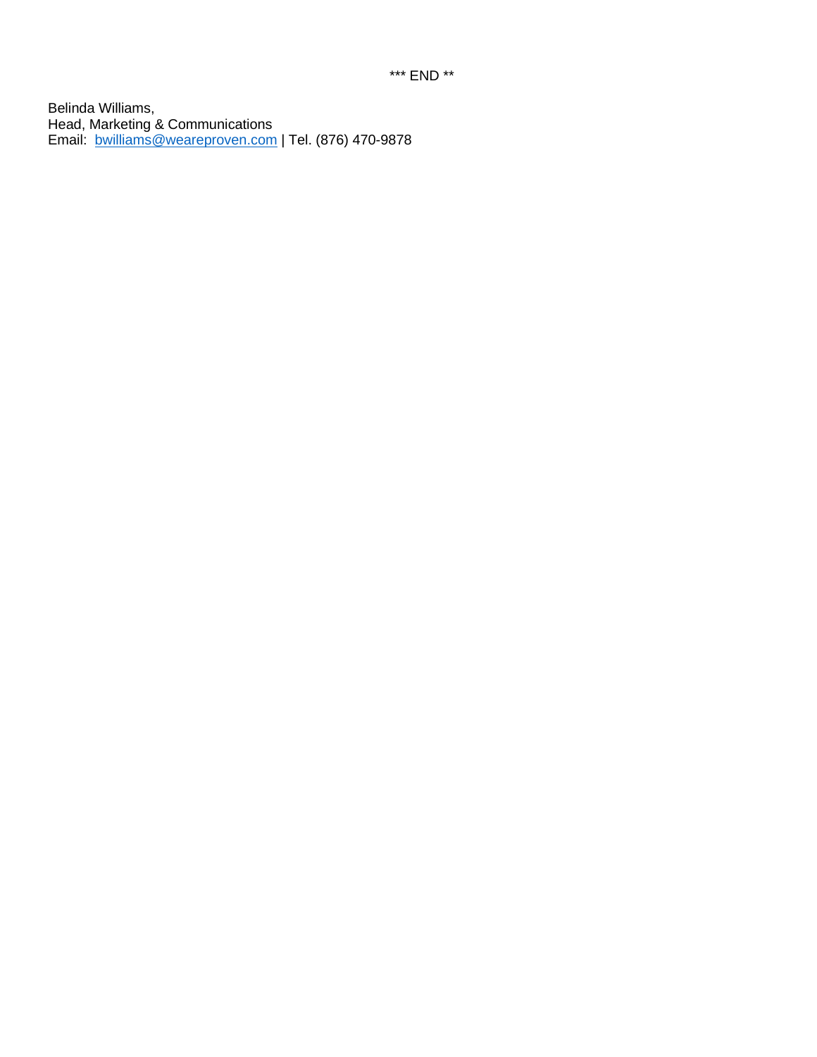*** END **

Belinda Williams,
Head, Marketing & Communications
Email: bwilliams@weareproven.com | Tel. (876) 470-9878